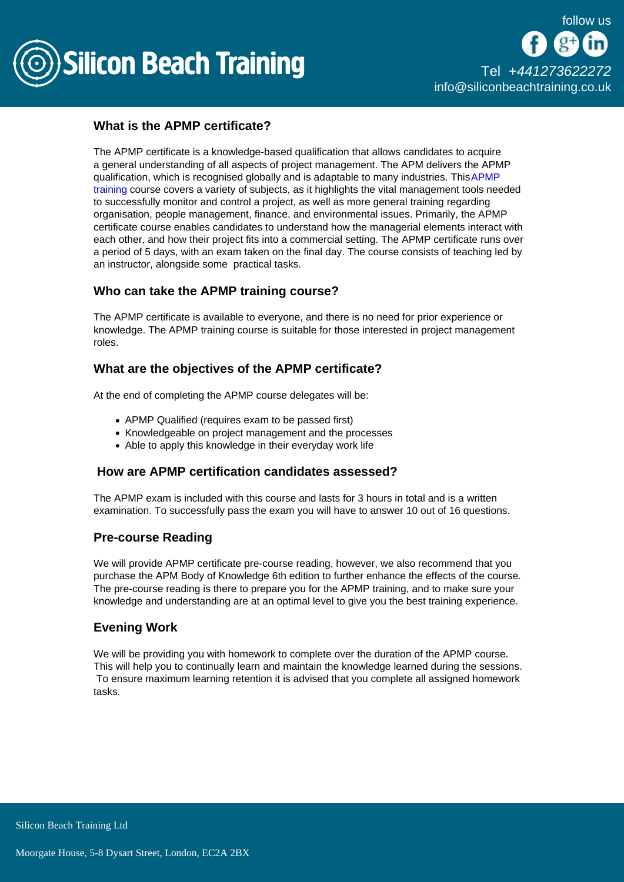## What is the APMP certificate?

The APMP certificate is a knowledge-based qualification that allows candidates to acquire a general understanding of all aspects of project management. The APM delivers the APMP qualification, which is recognised globally and is adaptable to many industries. This APMP training course covers a variety of subjects, as it highlights the vital management tools needed to successfully monitor and control a project, as well as more general training regarding organisation, people management, finance, and environmental issues. Primarily, the APMP certificate course enables candidates to understand how the managerial elements interact with each other, and how their project fits into a commercial setting. The APMP certificate runs over a period of 5 days, with an exam taken on the final day. The course consists of teaching led by an instructor, alongside some practical tasks.

## Who can take the APMP training course?

The APMP certificate is available to everyone, and there is no need for prior experience or knowledge. The APMP training course is suitable for those interested in project management roles.

## What are the objectives of the APMP certificate?

At the end of completing the APMP course delegates will be:

- APMP Qualified (requires exam to be passed first)
- Knowledgeable on project management and the processes
- Able to apply this knowledge in their everyday work life

## How are APMP certification candidates assessed?

The APMP exam is included with this course and lasts for 3 hours in total and is a written examination. To successfully pass the exam you will have to answer 10 out of 16 questions.

## Pre-course Reading

We will provide APMP certificate pre-course reading, however, we also recommend that you purchase the APM Body of Knowledge 6th edition to further enhance the effects of the course. The pre-course reading is there to prepare you for the APMP training, and to make sure your knowledge and understanding are at an optimal level to give you the best training experience.

## Evening Work

We will be providing you with homework to complete over the duration of the APMP course. This will help you to continually learn and maintain the knowledge learned during the sessions. To ensure maximum learning retention it is advised that you complete all assigned homework tasks.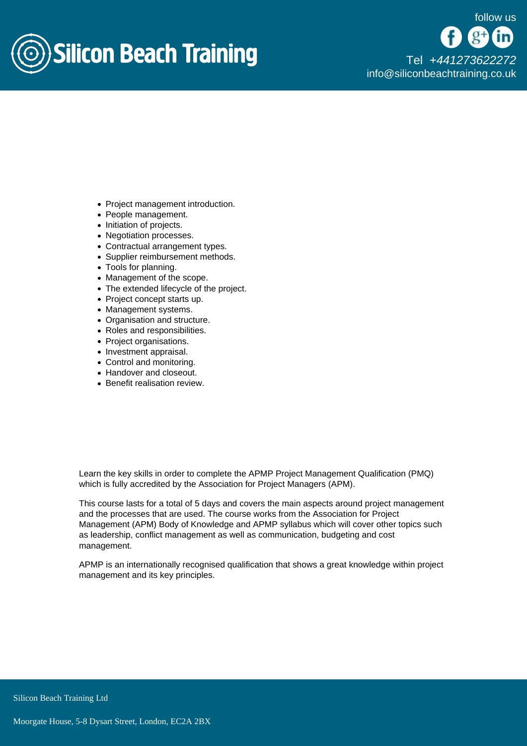- Project management introduction.
- People management.
- Initiation of projects.
- Negotiation processes.
- Contractual arrangement types.
- Supplier reimbursement methods.
- Tools for planning.
- Management of the scope.
- The extended lifecycle of the project.
- Project concept starts up.
- Management systems.
- Organisation and structure.
- Roles and responsibilities.
- Project organisations.
- Investment appraisal.
- Control and monitoring.
- Handover and closeout.
- Benefit realisation review.

Learn the key skills in order to complete the APMP Project Management Qualification (PMQ) which is fully accredited by the Association for Project Managers (APM).

This course lasts for a total of 5 days and covers the main aspects around project management and the processes that are used. The course works from the Association for Project Management (APM) Body of Knowledge and APMP syllabus which will cover other topics such as leadership, conflict management as well as communication, budgeting and cost management.

APMP is an internationally recognised qualification that shows a great knowledge within project management and its key principles.